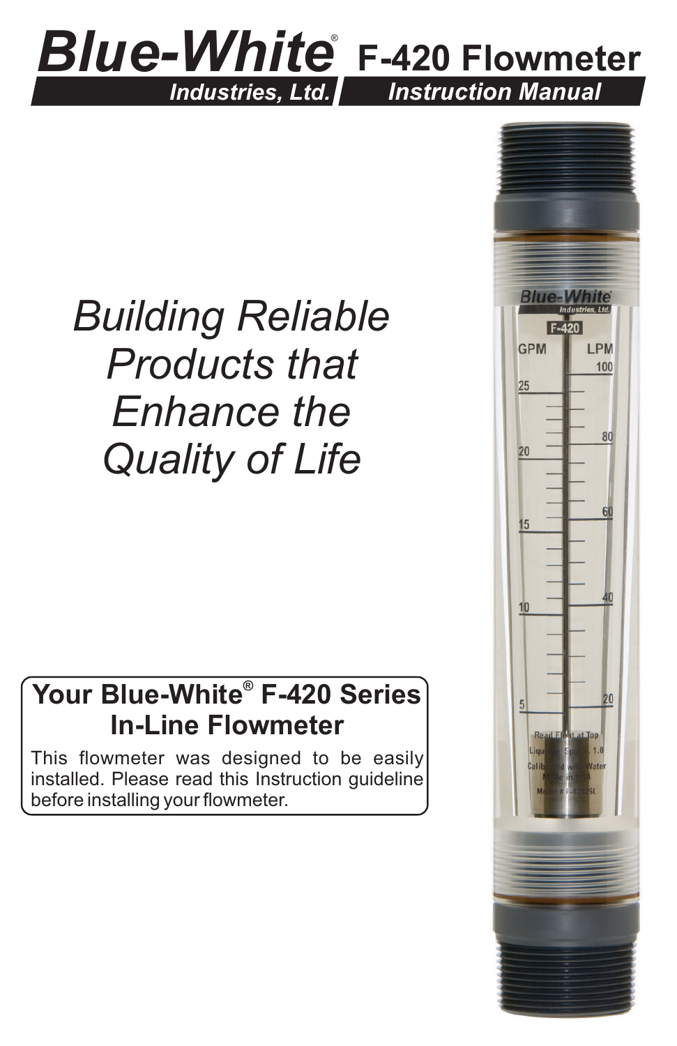# Blue-White® Industries, Ltd.

# F-420 Flowmeter

## Instruction Manual

*Building Reliable Products that Enhance the Quality of Life*

## Your Blue-White® F-420 Series In-Line Flowmeter

This flowmeter was designed to be easily installed. Please read this Instruction guideline before installing your flowmeter.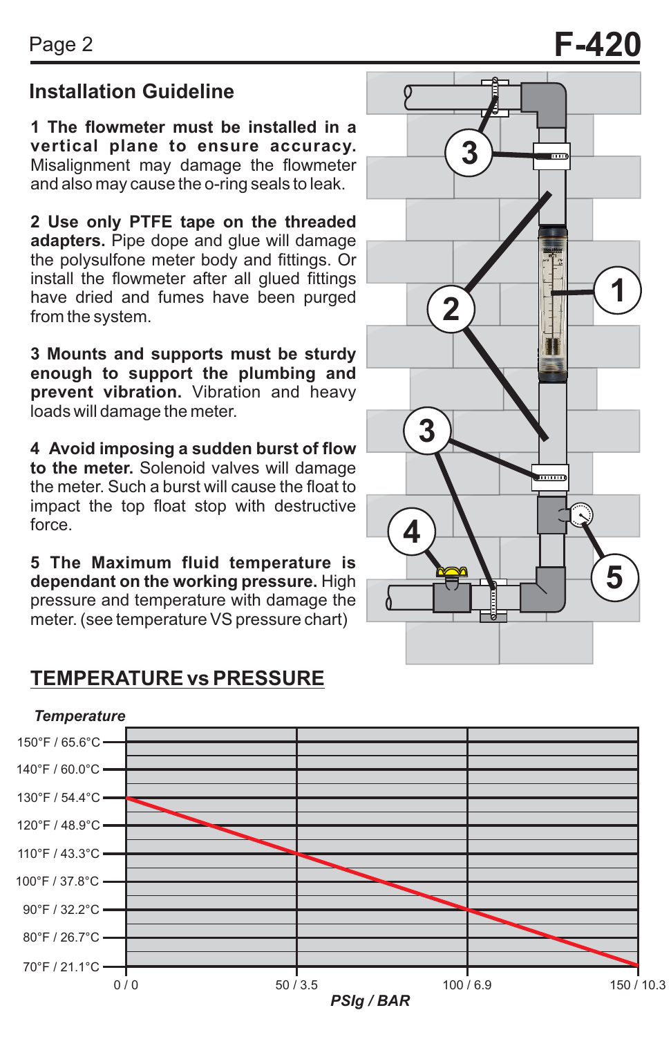## Installation Guideline

**1 The flowmeter must be installed in a vertical plane to ensure accuracy.** Misalignment may damage the flowmeter and also may cause the o-ring seals to leak.

**2 Use only PTFE tape on the threaded adapters.** Pipe dope and glue will damage the polysulfone meter body and fittings. Or install the flowmeter after all glued fittings have dried and fumes have been purged from the system.

**3 Mounts and supports must be sturdy enough to support the plumbing and prevent vibration.** Vibration and heavy loads will damage the meter.

**4 Avoid imposing a sudden burst of flow to the meter.** Solenoid valves will damage the meter. Such a burst will cause the float to impact the top float stop with destructive force.

**5 The Maximum fluid temperature is dependant on the working pressure.** High pressure and temperature with damage the meter. (see temperature VS pressure chart)

## TEMPERATURE vs PRESSURE

*Temperature*

150°F / 65.6°C
140°F / 60.0°C
130°F / 54.4°C
120°F / 48.9°C
110°F / 43.3°C
100°F / 37.8°C
90°F / 32.2°C
80°F / 26.7°C
70°F / 21.1°C

0 / 0 50 / 3.5 100 / 6.9 150 / 10.3

*PSIg / BAR*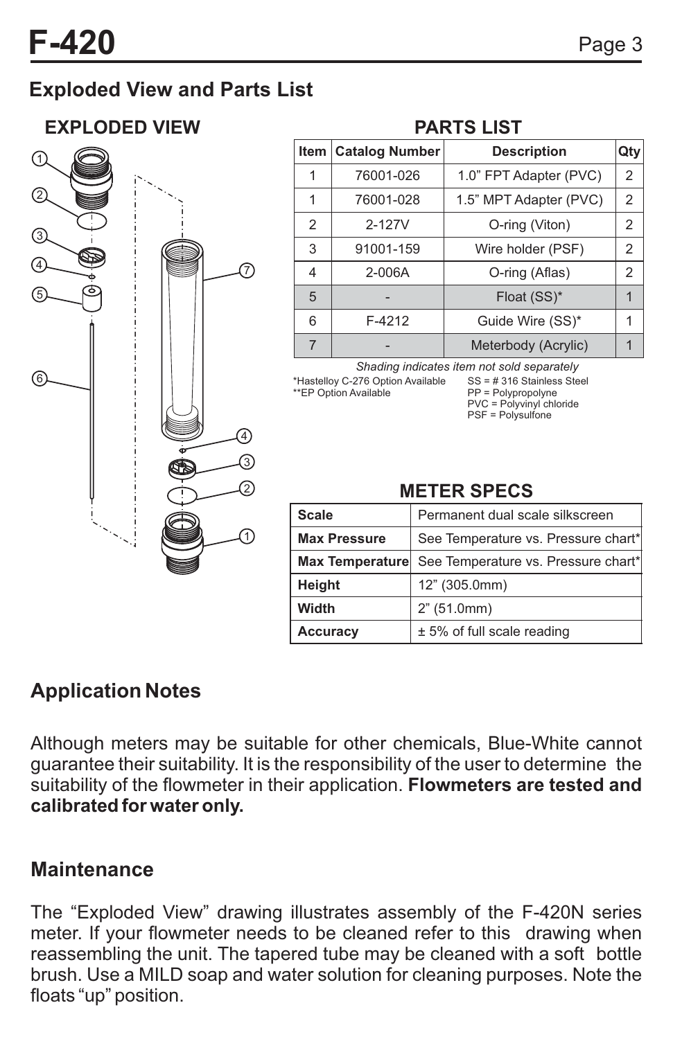# F-420

## Exploded View and Parts List

### EXPLODED VIEW

### PARTS LIST

| Item | Catalog Number | Description | Qty |
|---|---|---|---|
| 1 | 76001-026 | 1.0" FPT Adapter (PVC) | 2 |
| 1 | 76001-028 | 1.5" MPT Adapter (PVC) | 2 |
| 2 | 2-127V | O-ring (Viton) | 2 |
| 3 | 91001-159 | Wire holder (PSF) | 2 |
| 4 | 2-006A | O-ring (Aflas) | 2 |
| 5 | - | Float (SS)* | 1 |
| 6 | F-4212 | Guide Wire (SS)* | 1 |
| 7 | - | Meterbody (Acrylic) | 1 |

*Shading indicates item not sold separately*

*Hastelloy C-276 Option Available
**EP Option Available

SS = # 316 Stainless Steel
PP = Polypropolyne
PVC = Polyvinyl chloride
PSF = Polysulfone

### METER SPECS

| | |
|---|---|
| **Scale** | Permanent dual scale silkscreen |
| **Max Pressure** | See Temperature vs. Pressure chart* |
| **Max Temperature** | See Temperature vs. Pressure chart* |
| **Height** | 12" (305.0mm) |
| **Width** | 2" (51.0mm) |
| **Accuracy** | ± 5% of full scale reading |

## Application Notes

Although meters may be suitable for other chemicals, Blue-White cannot guarantee their suitability. It is the responsibility of the user to determine the suitability of the flowmeter in their application. **Flowmeters are tested and calibrated for water only.**

## Maintenance

The "Exploded View" drawing illustrates assembly of the F-420N series meter. If your flowmeter needs to be cleaned refer to this drawing when reassembling the unit. The tapered tube may be cleaned with a soft bottle brush. Use a MILD soap and water solution for cleaning purposes. Note the floats "up" position.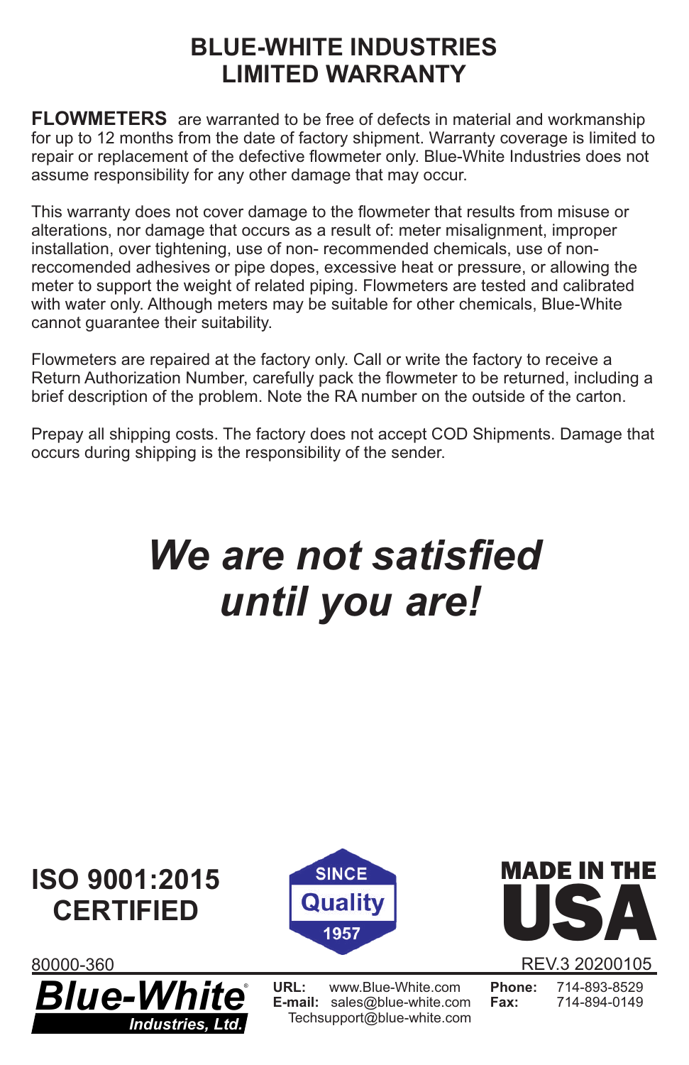# BLUE-WHITE INDUSTRIES LIMITED WARRANTY

**FLOWMETERS** are warranted to be free of defects in material and workmanship for up to 12 months from the date of factory shipment. Warranty coverage is limited to repair or replacement of the defective flowmeter only. Blue-White Industries does not assume responsibility for any other damage that may occur.

This warranty does not cover damage to the flowmeter that results from misuse or alterations, nor damage that occurs as a result of: meter misalignment, improper installation, over tightening, use of non- recommended chemicals, use of non-reccomended adhesives or pipe dopes, excessive heat or pressure, or allowing the meter to support the weight of related piping. Flowmeters are tested and calibrated with water only. Although meters may be suitable for other chemicals, Blue-White cannot guarantee their suitability.

Flowmeters are repaired at the factory only. Call or write the factory to receive a Return Authorization Number, carefully pack the flowmeter to be returned, including a brief description of the problem. Note the RA number on the outside of the carton.

Prepay all shipping costs. The factory does not accept COD Shipments. Damage that occurs during shipping is the responsibility of the sender.

***We are not satisfied until you are!***

**ISO 9001:2015 CERTIFIED**

SINCE Quality 1957

MADE IN THE USA

80000-360

REV.3 20200105

Blue-White Industries, Ltd.

**URL:** www.Blue-White.com
**E-mail:** sales@blue-white.com
Techsupport@blue-white.com

**Phone:** 714-893-8529
**Fax:** 714-894-0149